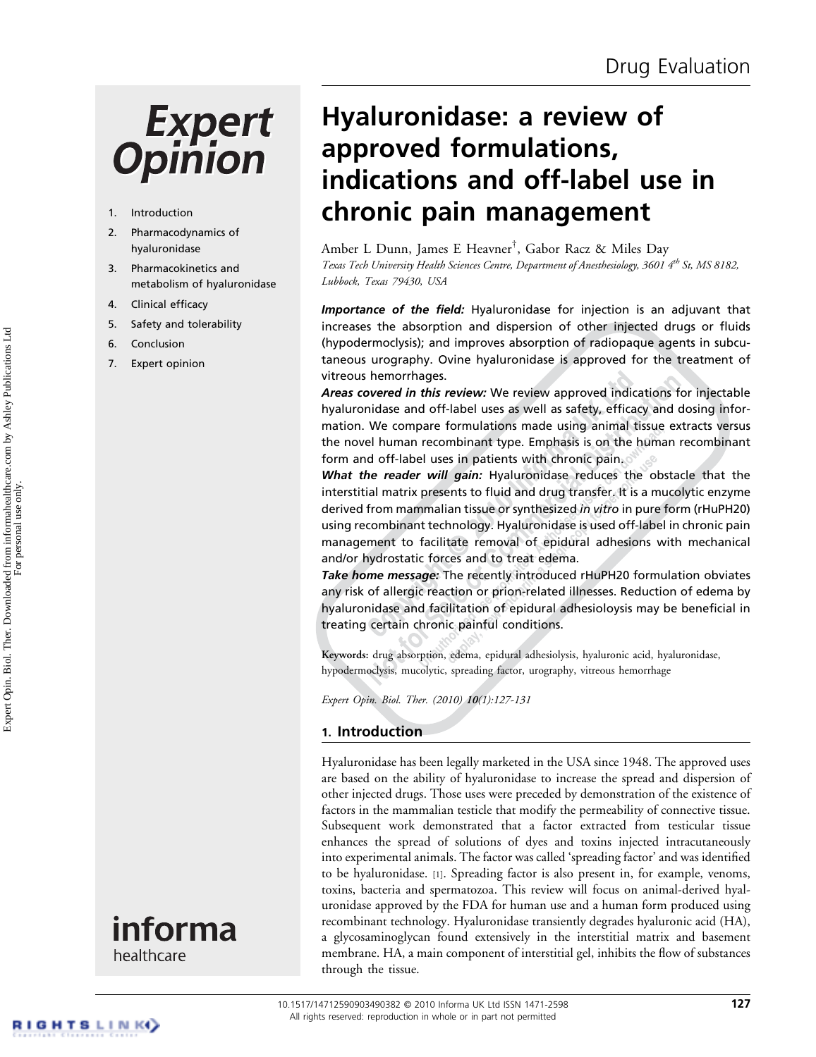Drug Evaluation

# Hyaluronidase: a review of approved formulations, indications and off-label use in chronic pain management

Amber L Dunn, James E Heavner[†], Gabor Racz & Miles Day

*Texas Tech University Health Sciences Centre, Department of Anesthesiology, 3601 4th St, MS 8182, Lubbock, Texas 79430, USA*

1. Introduction
2. Pharmacodynamics of hyaluronidase
3. Pharmacokinetics and metabolism of hyaluronidase
4. Clinical efficacy
5. Safety and tolerability
6. Conclusion
7. Expert opinion

***Importance of the field:*** Hyaluronidase for injection is an adjuvant that increases the absorption and dispersion of other injected drugs or fluids (hypodermoclysis); and improves absorption of radiopaque agents in subcutaneous urography. Ovine hyaluronidase is approved for the treatment of vitreous hemorrhages.

***Areas covered in this review:*** We review approved indications for injectable hyaluronidase and off-label uses as well as safety, efficacy and dosing information. We compare formulations made using animal tissue extracts versus the novel human recombinant type. Emphasis is on the human recombinant form and off-label uses in patients with chronic pain.

***What the reader will gain:*** Hyaluronidase reduces the obstacle that the interstitial matrix presents to fluid and drug transfer. It is a mucolytic enzyme derived from mammalian tissue or synthesized *in vitro* in pure form (rHuPH20) using recombinant technology. Hyaluronidase is used off-label in chronic pain management to facilitate removal of epidural adhesions with mechanical and/or hydrostatic forces and to treat edema.

***Take home message:*** The recently introduced rHuPH20 formulation obviates any risk of allergic reaction or prion-related illnesses. Reduction of edema by hyaluronidase and facilitation of epidural adhesiolysis may be beneficial in treating certain chronic painful conditions.

**Keywords:** drug absorption, edema, epidural adhesiolysis, hyaluronic acid, hyaluronidase, hypodermoclysis, mucolytic, spreading factor, urography, vitreous hemorrhage

*Expert Opin. Biol. Ther. (2010)* ***10****(1):127-131*

## 1. Introduction

Hyaluronidase has been legally marketed in the USA since 1948. The approved uses are based on the ability of hyaluronidase to increase the spread and dispersion of other injected drugs. Those uses were preceded by demonstration of the existence of factors in the mammalian testicle that modify the permeability of connective tissue. Subsequent work demonstrated that a factor extracted from testicular tissue enhances the spread of solutions of dyes and toxins injected intracutaneously into experimental animals. The factor was called 'spreading factor' and was identified to be hyaluronidase. [1]. Spreading factor is also present in, for example, venoms, toxins, bacteria and spermatozoa. This review will focus on animal-derived hyaluronidase approved by the FDA for human use and a human form produced using recombinant technology. Hyaluronidase transiently degrades hyaluronic acid (HA), a glycosaminoglycan found extensively in the interstitial matrix and basement membrane. HA, a main component of interstitial gel, inhibits the flow of substances through the tissue.

10.1517/14712590903490382 © 2010 Informa UK Ltd ISSN 1471-2598
All rights reserved: reproduction in whole or in part not permitted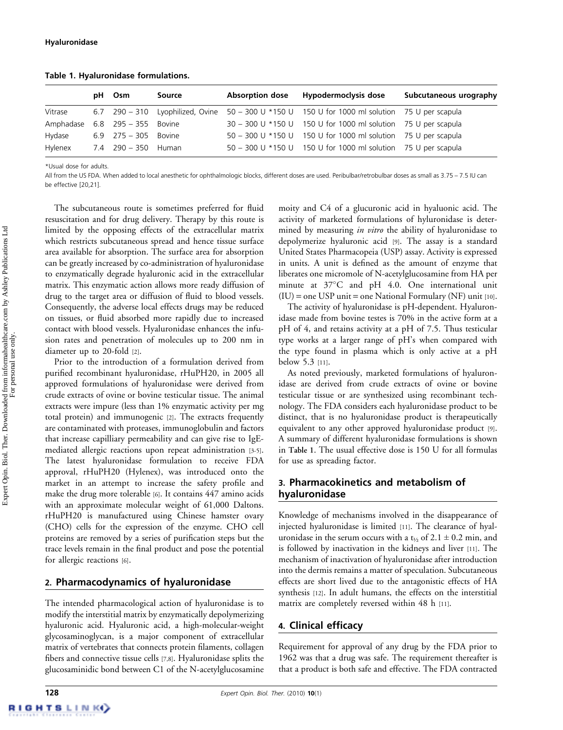**Table 1. Hyaluronidase formulations.**

| | pH | Osm | Source | Absorption dose | Hypodermoclysis dose | Subcutaneous urography |
|---|---|---|---|---|---|---|
| Vitrase | 6.7 | 290 – 310 | Lyophilized, Ovine | 50 – 300 U *150 U | 150 U for 1000 ml solution | 75 U per scapula |
| Amphadase | 6.8 | 295 – 355 | Bovine | 30 – 300 U *150 U | 150 U for 1000 ml solution | 75 U per scapula |
| Hydase | 6.9 | 275 – 305 | Bovine | 50 – 300 U *150 U | 150 U for 1000 ml solution | 75 U per scapula |
| Hylenex | 7.4 | 290 – 350 | Human | 50 – 300 U *150 U | 150 U for 1000 ml solution | 75 U per scapula |

*Usual dose for adults.

All from the US FDA. When added to local anesthetic for ophthalmologic blocks, different doses are used. Peribulbar/retrobulbar doses as small as 3.75 – 7.5 IU can be effective [20,21].

The subcutaneous route is sometimes preferred for fluid resuscitation and for drug delivery. Therapy by this route is limited by the opposing effects of the extracellular matrix which restricts subcutaneous spread and hence tissue surface area available for absorption. The surface area for absorption can be greatly increased by co-administration of hyaluronidase to enzymatically degrade hyaluronic acid in the extracellular matrix. This enzymatic action allows more ready diffusion of drug to the target area or diffusion of fluid to blood vessels. Consequently, the adverse local effects drugs may be reduced on tissues, or fluid absorbed more rapidly due to increased contact with blood vessels. Hyaluronidase enhances the infusion rates and penetration of molecules up to 200 nm in diameter up to 20-fold [2].

Prior to the introduction of a formulation derived from purified recombinant hyaluronidase, rHuPH20, in 2005 all approved formulations of hyaluronidase were derived from crude extracts of ovine or bovine testicular tissue. The animal extracts were impure (less than 1% enzymatic activity per mg total protein) and immunogenic [2]. The extracts frequently are contaminated with proteases, immunoglobulin and factors that increase capilliary permeability and can give rise to IgE-mediated allergic reactions upon repeat administration [3-5]. The latest hyaluronidase formulation to receive FDA approval, rHuPH20 (Hylenex), was introduced onto the market in an attempt to increase the safety profile and make the drug more tolerable [6]. It contains 447 amino acids with an approximate molecular weight of 61,000 Daltons. rHuPH20 is manufactured using Chinese hamster ovary (CHO) cells for the expression of the enzyme. CHO cell proteins are removed by a series of purification steps but the trace levels remain in the final product and pose the potential for allergic reactions [6].

## 2. Pharmacodynamics of hyaluronidase

The intended pharmacological action of hyaluronidase is to modify the interstitial matrix by enzymatically depolymerizing hyaluronic acid. Hyaluronic acid, a high-molecular-weight glycosaminoglycan, is a major component of extracellular matrix of vertebrates that connects protein filaments, collagen fibers and connective tissue cells [7,8]. Hyaluronidase splits the glucosaminidic bond between C1 of the N-acetylglucosamine moity and C4 of a glucuronic acid in hyaluonic acid. The activity of marketed formulations of hyluronidase is determined by measuring *in vitro* the ability of hyaluronidase to depolymerize hyaluronic acid [9]. The assay is a standard United States Pharmacopeia (USP) assay. Activity is expressed in units. A unit is defined as the amount of enzyme that liberates one micromole of N-acetylglucosamine from HA per minute at 37°C and pH 4.0. One international unit (IU) = one USP unit = one National Formulary (NF) unit [10].

The activity of hyaluronidase is pH-dependent. Hyaluronidase made from bovine testes is 70% in the active form at a pH of 4, and retains activity at a pH of 7.5. Thus testicular type works at a larger range of pH's when compared with the type found in plasma which is only active at a pH below 5.3 [11].

As noted previously, marketed formulations of hyaluronidase are derived from crude extracts of ovine or bovine testicular tissue or are synthesized using recombinant technology. The FDA considers each hyaluronidase product to be distinct, that is no hyaluronidase product is therapeutically equivalent to any other approved hyaluronidase product [9]. A summary of different hyaluronidase formulations is shown in **Table 1**. The usual effective dose is 150 U for all formulas for use as spreading factor.

## 3. Pharmacokinetics and metabolism of hyaluronidase

Knowledge of mechanisms involved in the disappearance of injected hyaluronidase is limited [11]. The clearance of hyaluronidase in the serum occurs with a $t_{½}$ of 2.1 ± 0.2 min, and is followed by inactivation in the kidneys and liver [11]. The mechanism of inactivation of hyaluronidase after introduction into the dermis remains a matter of speculation. Subcutaneous effects are short lived due to the antagonistic effects of HA synthesis [12]. In adult humans, the effects on the interstitial matrix are completely reversed within 48 h [11].

## 4. Clinical efficacy

Requirement for approval of any drug by the FDA prior to 1962 was that a drug was safe. The requirement thereafter is that a product is both safe and effective. The FDA contracted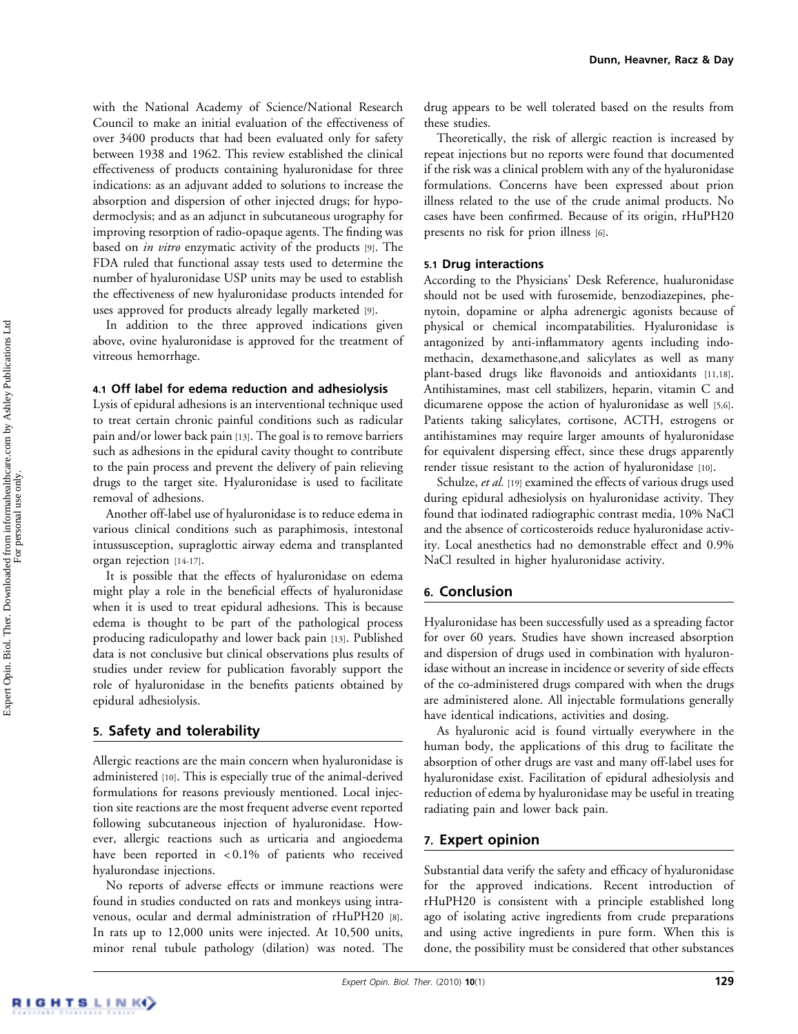with the National Academy of Science/National Research Council to make an initial evaluation of the effectiveness of over 3400 products that had been evaluated only for safety between 1938 and 1962. This review established the clinical effectiveness of products containing hyaluronidase for three indications: as an adjuvant added to solutions to increase the absorption and dispersion of other injected drugs; for hypodermoclysis; and as an adjunct in subcutaneous urography for improving resorption of radio-opaque agents. The finding was based on *in vitro* enzymatic activity of the products [9]. The FDA ruled that functional assay tests used to determine the number of hyaluronidase USP units may be used to establish the effectiveness of new hyaluronidase products intended for uses approved for products already legally marketed [9].

In addition to the three approved indications given above, ovine hyaluronidase is approved for the treatment of vitreous hemorrhage.

### 4.1 Off label for edema reduction and adhesiolysis

Lysis of epidural adhesions is an interventional technique used to treat certain chronic painful conditions such as radicular pain and/or lower back pain [13]. The goal is to remove barriers such as adhesions in the epidural cavity thought to contribute to the pain process and prevent the delivery of pain relieving drugs to the target site. Hyaluronidase is used to facilitate removal of adhesions.

Another off-label use of hyaluronidase is to reduce edema in various clinical conditions such as paraphimosis, intestonal intussusception, supraglottic airway edema and transplanted organ rejection [14-17].

It is possible that the effects of hyaluronidase on edema might play a role in the beneficial effects of hyaluronidase when it is used to treat epidural adhesions. This is because edema is thought to be part of the pathological process producing radiculopathy and lower back pain [13]. Published data is not conclusive but clinical observations plus results of studies under review for publication favorably support the role of hyaluronidase in the benefits patients obtained by epidural adhesiolysis.

## 5. Safety and tolerability

Allergic reactions are the main concern when hyaluronidase is administered [10]. This is especially true of the animal-derived formulations for reasons previously mentioned. Local injection site reactions are the most frequent adverse event reported following subcutaneous injection of hyaluronidase. However, allergic reactions such as urticaria and angioedema have been reported in < 0.1% of patients who received hyalurondase injections.

No reports of adverse effects or immune reactions were found in studies conducted on rats and monkeys using intravenous, ocular and dermal administration of rHuPH20 [8]. In rats up to 12,000 units were injected. At 10,500 units, minor renal tubule pathology (dilation) was noted. The drug appears to be well tolerated based on the results from these studies.

Theoretically, the risk of allergic reaction is increased by repeat injections but no reports were found that documented if the risk was a clinical problem with any of the hyaluronidase formulations. Concerns have been expressed about prion illness related to the use of the crude animal products. No cases have been confirmed. Because of its origin, rHuPH20 presents no risk for prion illness [6].

### 5.1 Drug interactions

According to the Physicians' Desk Reference, hualuronidase should not be used with furosemide, benzodiazepines, phenytoin, dopamine or alpha adrenergic agonists because of physical or chemical incompatabilities. Hyaluronidase is antagonized by anti-inflammatory agents including indomethacin, dexamethasone,and salicylates as well as many plant-based drugs like flavonoids and antioxidants [11,18]. Antihistamines, mast cell stabilizers, heparin, vitamin C and dicumarene oppose the action of hyaluronidase as well [5,6]. Patients taking salicylates, cortisone, ACTH, estrogens or antihistamines may require larger amounts of hyaluronidase for equivalent dispersing effect, since these drugs apparently render tissue resistant to the action of hyaluronidase [10].

Schulze, *et al.* [19] examined the effects of various drugs used during epidural adhesiolysis on hyaluronidase activity. They found that iodinated radiographic contrast media, 10% NaCl and the absence of corticosteroids reduce hyaluronidase activity. Local anesthetics had no demonstrable effect and 0.9% NaCl resulted in higher hyaluronidase activity.

## 6. Conclusion

Hyaluronidase has been successfully used as a spreading factor for over 60 years. Studies have shown increased absorption and dispersion of drugs used in combination with hyaluronidase without an increase in incidence or severity of side effects of the co-administered drugs compared with when the drugs are administered alone. All injectable formulations generally have identical indications, activities and dosing.

As hyaluronic acid is found virtually everywhere in the human body, the applications of this drug to facilitate the absorption of other drugs are vast and many off-label uses for hyaluronidase exist. Facilitation of epidural adhesiolysis and reduction of edema by hyaluronidase may be useful in treating radiating pain and lower back pain.

## 7. Expert opinion

Substantial data verify the safety and efficacy of hyaluronidase for the approved indications. Recent introduction of rHuPH20 is consistent with a principle established long ago of isolating active ingredients from crude preparations and using active ingredients in pure form. When this is done, the possibility must be considered that other substances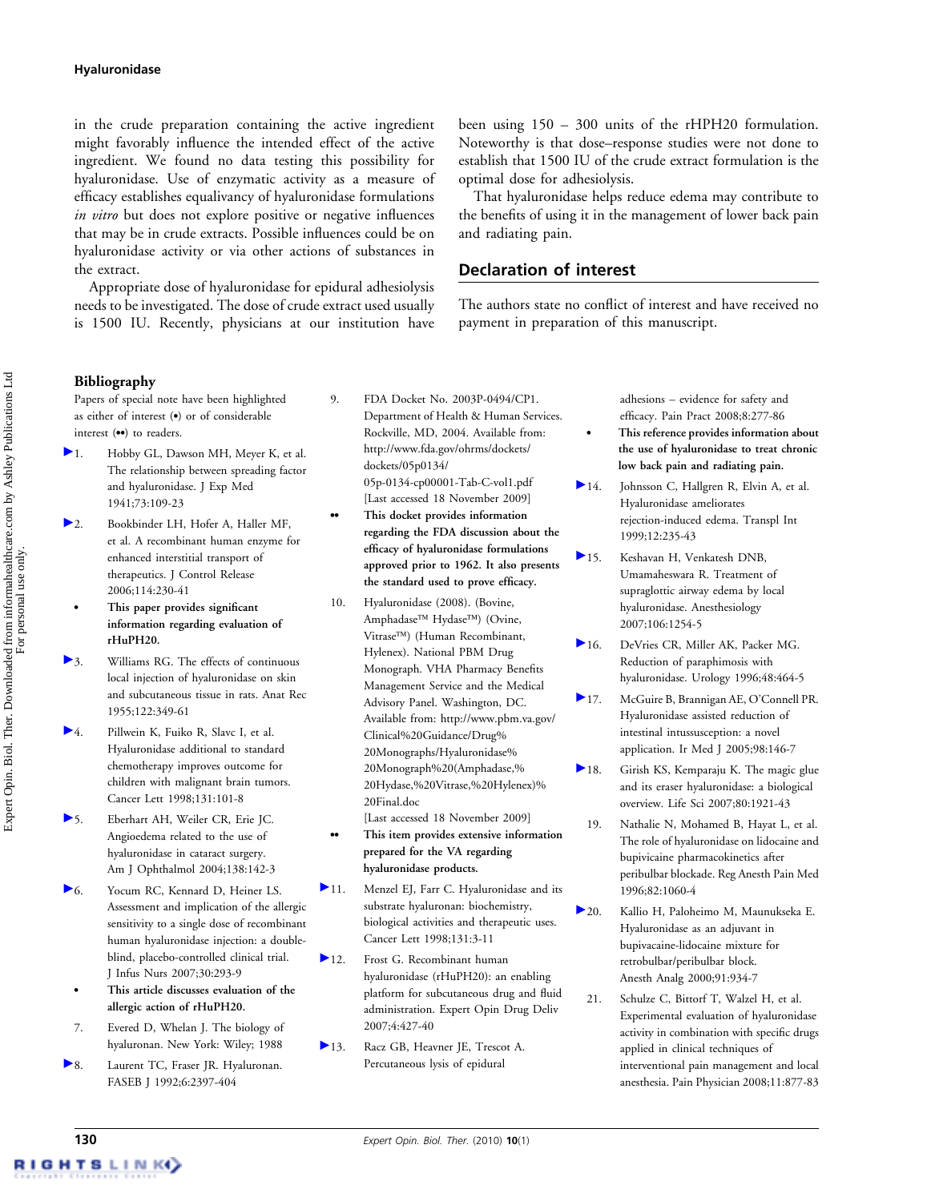in the crude preparation containing the active ingredient might favorably influence the intended effect of the active ingredient. We found no data testing this possibility for hyaluronidase. Use of enzymatic activity as a measure of efficacy establishes equivalancy of hyaluronidase formulations *in vitro* but does not explore positive or negative influences that may be in crude extracts. Possible influences could be on hyaluronidase activity or via other actions of substances in the extract.

Appropriate dose of hyaluronidase for epidural adhesiolysis needs to be investigated. The dose of crude extract used usually is 1500 IU. Recently, physicians at our institution have been using 150 – 300 units of the rHPH20 formulation. Noteworthy is that dose–response studies were not done to establish that 1500 IU of the crude extract formulation is the optimal dose for adhesiolysis.

That hyaluronidase helps reduce edema may contribute to the benefits of using it in the management of lower back pain and radiating pain.

## Declaration of interest

The authors state no conflict of interest and have received no payment in preparation of this manuscript.

## Bibliography

Papers of special note have been highlighted as either of interest (•) or of considerable interest (••) to readers.

1. Hobby GL, Dawson MH, Meyer K, et al. The relationship between spreading factor and hyaluronidase. J Exp Med 1941;73:109-23
2. Bookbinder LH, Hofer A, Haller MF, et al. A recombinant human enzyme for enhanced interstitial transport of therapeutics. J Control Release 2006;114:230-41
   - • **This paper provides significant information regarding evaluation of rHuPH20.**
3. Williams RG. The effects of continuous local injection of hyaluronidase on skin and subcutaneous tissue in rats. Anat Rec 1955;122:349-61
4. Pillwein K, Fuiko R, Slavc I, et al. Hyaluronidase additional to standard chemotherapy improves outcome for children with malignant brain tumors. Cancer Lett 1998;131:101-8
5. Eberhart AH, Weiler CR, Erie JC. Angioedema related to the use of hyaluronidase in cataract surgery. Am J Ophthalmol 2004;138:142-3
6. Yocum RC, Kennard D, Heiner LS. Assessment and implication of the allergic sensitivity to a single dose of recombinant human hyaluronidase injection: a double-blind, placebo-controlled clinical trial. J Infus Nurs 2007;30:293-9
   - • **This article discusses evaluation of the allergic action of rHuPH20.**
7. Evered D, Whelan J. The biology of hyaluronan. New York: Wiley; 1988
8. Laurent TC, Fraser JR. Hyaluronan. FASEB J 1992;6:2397-404
9. FDA Docket No. 2003P-0494/CP1. Department of Health & Human Services. Rockville, MD, 2004. Available from: http://www.fda.gov/ohrms/dockets/dockets/05p0134/05p-0134-cp00001-Tab-C-vol1.pdf [Last accessed 18 November 2009]
   - •• **This docket provides information regarding the FDA discussion about the efficacy of hyaluronidase formulations approved prior to 1962. It also presents the standard used to prove efficacy.**
10. Hyaluronidase (2008). (Bovine, Amphadase™ Hydase™) (Ovine, Vitrase™) (Human Recombinant, Hylenex). National PBM Drug Monograph. VHA Pharmacy Benefits Management Service and the Medical Advisory Panel. Washington, DC. Available from: http://www.pbm.va.gov/Clinical%20Guidance/Drug%20Monographs/Hyaluronidase%20Monograph%20(Amphadase,%20Hydase,%20Vitrase,%20Hylenex)%20Final.doc [Last accessed 18 November 2009]
    - •• **This item provides extensive information prepared for the VA regarding hyaluronidase products.**
11. Menzel EJ, Farr C. Hyaluronidase and its substrate hyaluronan: biochemistry, biological activities and therapeutic uses. Cancer Lett 1998;131:3-11
12. Frost G. Recombinant human hyaluronidase (rHuPH20): an enabling platform for subcutaneous drug and fluid administration. Expert Opin Drug Deliv 2007;4:427-40
13. Racz GB, Heavner JE, Trescot A. Percutaneous lysis of epidural adhesions – evidence for safety and efficacy. Pain Pract 2008;8:277-86
    - • **This reference provides information about the use of hyaluronidase to treat chronic low back pain and radiating pain.**
14. Johnsson C, Hallgren R, Elvin A, et al. Hyaluronidase ameliorates rejection-induced edema. Transpl Int 1999;12:235-43
15. Keshavan H, Venkatesh DNB, Umamaheswara R. Treatment of supraglottic airway edema by local hyaluronidase. Anesthesiology 2007;106:1254-5
16. DeVries CR, Miller AK, Packer MG. Reduction of paraphimosis with hyaluronidase. Urology 1996;48:464-5
17. McGuire B, Brannigan AE, O'Connell PR. Hyaluronidase assisted reduction of intestinal intussusception: a novel application. Ir Med J 2005;98:146-7
18. Girish KS, Kemparaju K. The magic glue and its eraser hyaluronidase: a biological overview. Life Sci 2007;80:1921-43
19. Nathalie N, Mohamed B, Hayat L, et al. The role of hyaluronidase on lidocaine and bupivicaine pharmacokinetics after peribulbar blockade. Reg Anesth Pain Med 1996;82:1060-4
20. Kallio H, Paloheimo M, Maunukseka E. Hyaluronidase as an adjuvant in bupivacaine-lidocaine mixture for retrobulbar/peribulbar block. Anesth Analg 2000;91:934-7
21. Schulze C, Bittorf T, Walzel H, et al. Experimental evaluation of hyaluronidase activity in combination with specific drugs applied in clinical techniques of interventional pain management and local anesthesia. Pain Physician 2008;11:877-83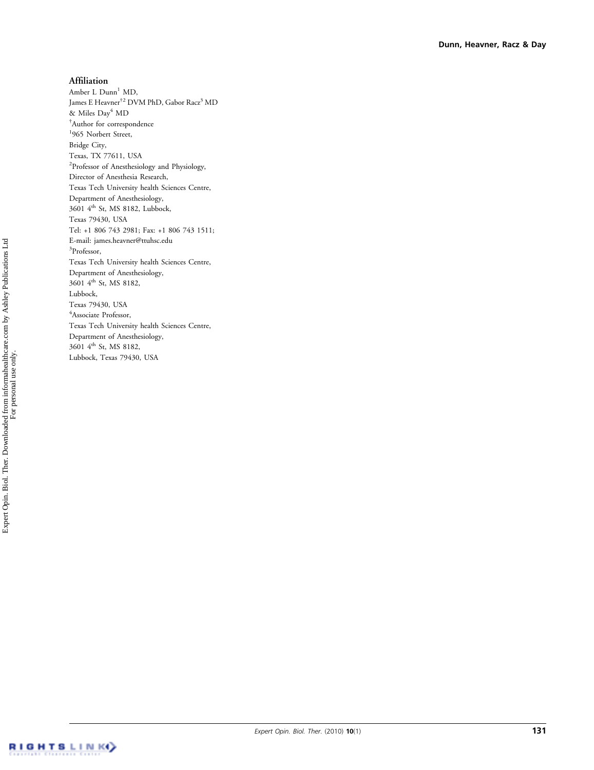## Affiliation

Amber L Dunn[1] MD,
James E Heavner[†2] DVM PhD, Gabor Racz[3] MD
& Miles Day[4] MD
[†]Author for correspondence
[1]965 Norbert Street,
Bridge City,
Texas, TX 77611, USA
[2]Professor of Anesthesiology and Physiology,
Director of Anesthesia Research,
Texas Tech University health Sciences Centre,
Department of Anesthesiology,
3601 4th St, MS 8182, Lubbock,
Texas 79430, USA
Tel: +1 806 743 2981; Fax: +1 806 743 1511;
E-mail: james.heavner@ttuhsc.edu
[3]Professor,
Texas Tech University health Sciences Centre,
Department of Anesthesiology,
3601 4th St, MS 8182,
Lubbock,
Texas 79430, USA
[4]Associate Professor,
Texas Tech University health Sciences Centre,
Department of Anesthesiology,
3601 4th St, MS 8182,
Lubbock, Texas 79430, USA